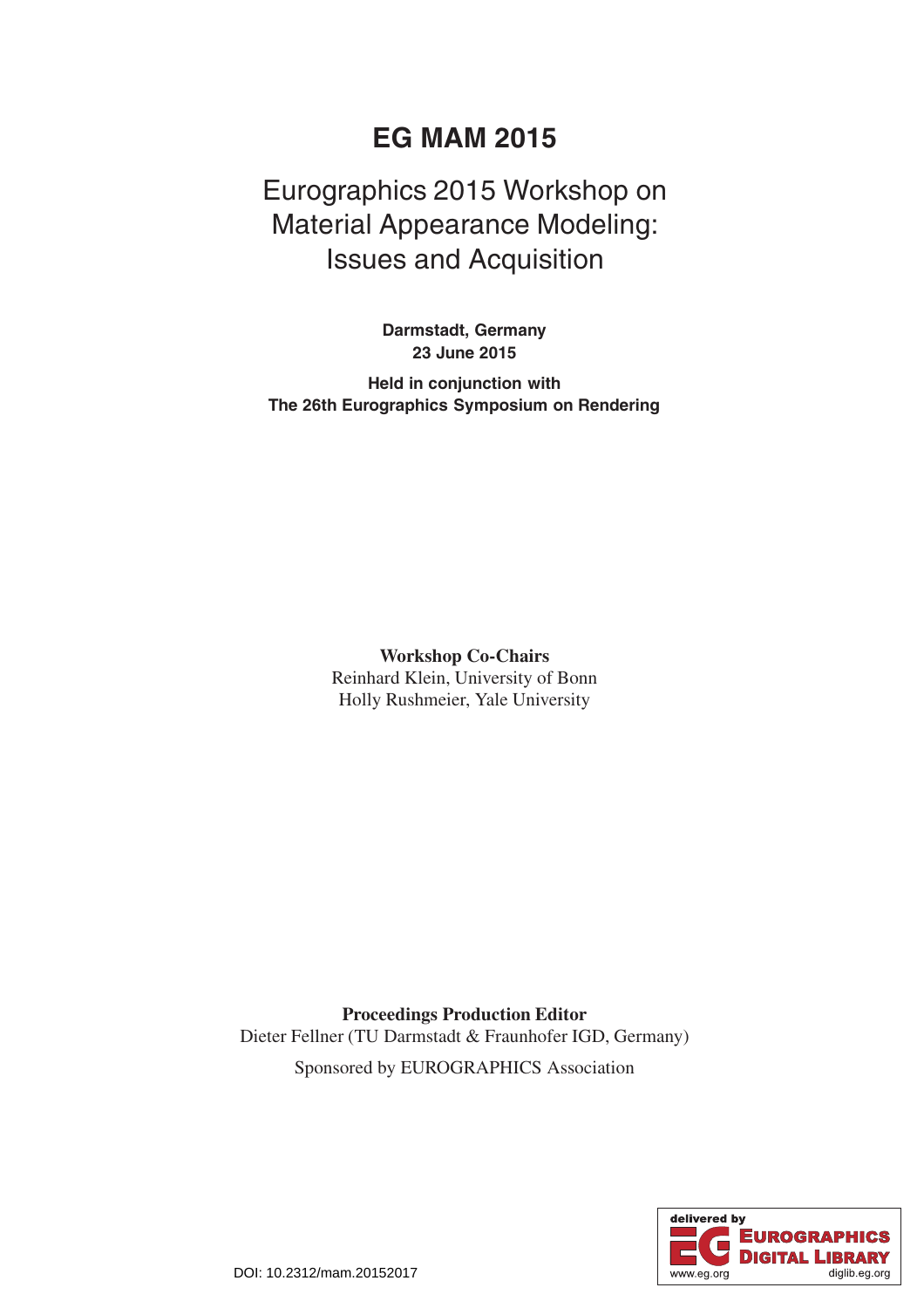# EG MAM 2015

## Eurographics 2015 Workshop on Material Appearance Modeling: Issues and Acquisition

**Darmstadt, Germany**
**23 June 2015**

**Held in conjunction with**
**The 26th Eurographics Symposium on Rendering**

**Workshop Co-Chairs**
Reinhard Klein, University of Bonn
Holly Rushmeier, Yale University

**Proceedings Production Editor**
Dieter Fellner (TU Darmstadt & Fraunhofer IGD, Germany)

Sponsored by EUROGRAPHICS Association

delivered by EUROGRAPHICS DIGITAL LIBRARY
www.eg.org diglib.eg.org

DOI: 10.2312/mam.20152017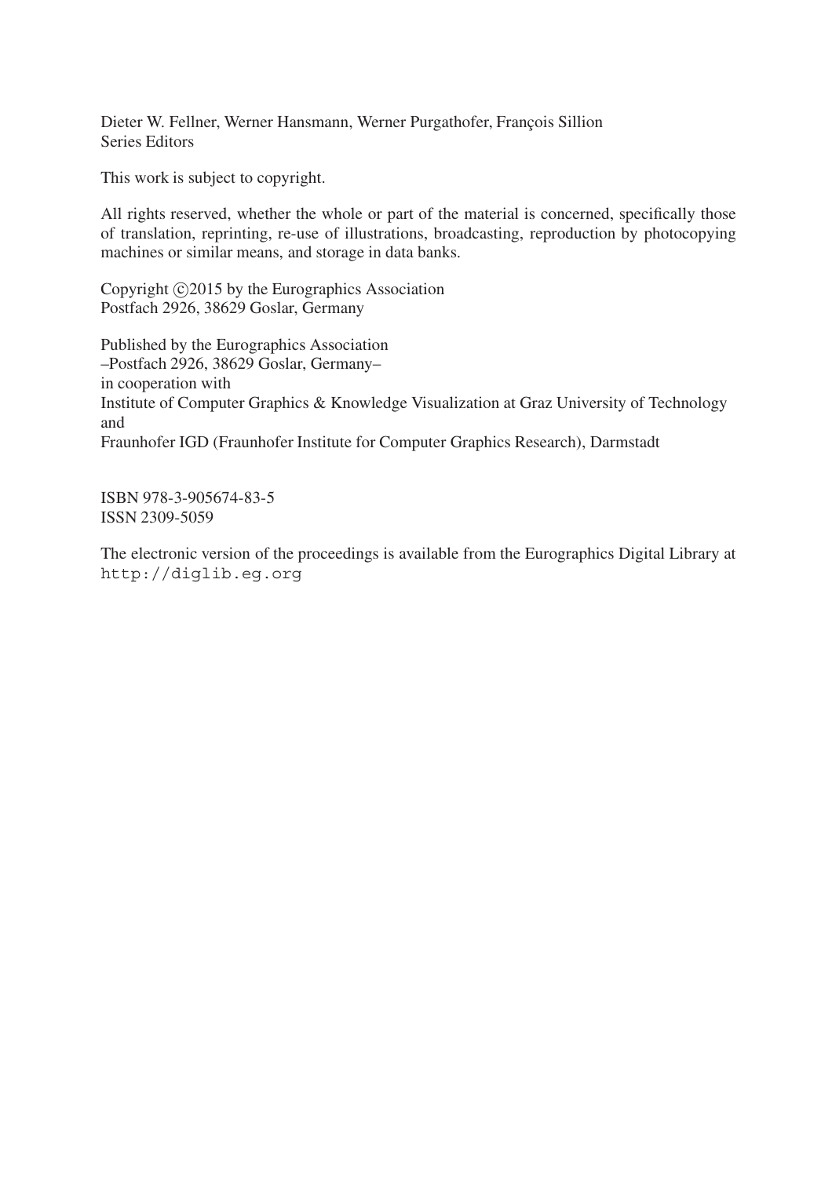Dieter W. Fellner, Werner Hansmann, Werner Purgathofer, François Sillion
Series Editors

This work is subject to copyright.

All rights reserved, whether the whole or part of the material is concerned, specifically those of translation, reprinting, re-use of illustrations, broadcasting, reproduction by photocopying machines or similar means, and storage in data banks.

Copyright ©2015 by the Eurographics Association
Postfach 2926, 38629 Goslar, Germany

Published by the Eurographics Association
–Postfach 2926, 38629 Goslar, Germany–
in cooperation with
Institute of Computer Graphics & Knowledge Visualization at Graz University of Technology
and
Fraunhofer IGD (Fraunhofer Institute for Computer Graphics Research), Darmstadt

ISBN 978-3-905674-83-5
ISSN 2309-5059

The electronic version of the proceedings is available from the Eurographics Digital Library at
`http://diglib.eg.org`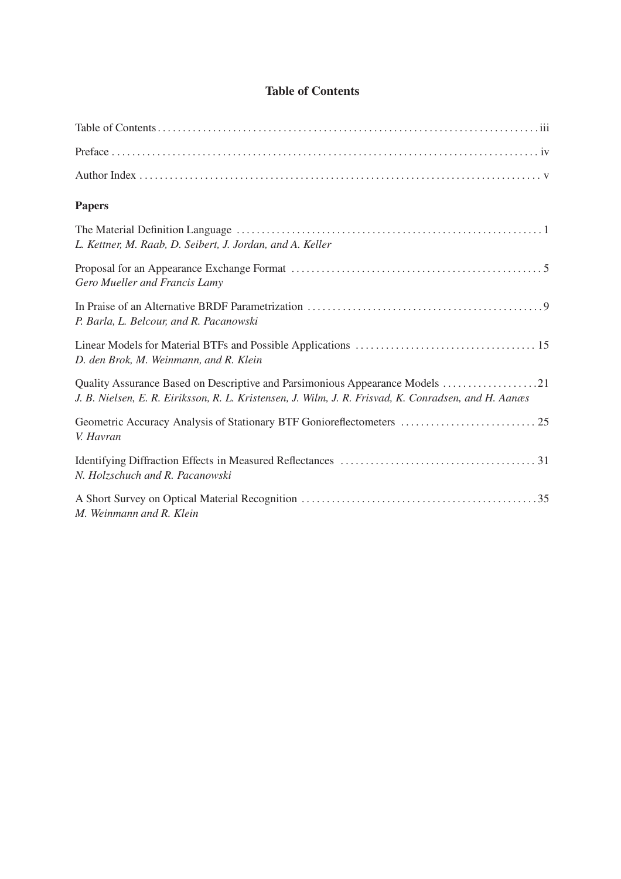# Table of Contents

Table of Contents ..... iii

Preface ..... iv

Author Index ..... v

## Papers

The Material Definition Language ..... 1
*L. Kettner, M. Raab, D. Seibert, J. Jordan, and A. Keller*

Proposal for an Appearance Exchange Format ..... 5
*Gero Mueller and Francis Lamy*

In Praise of an Alternative BRDF Parametrization ..... 9
*P. Barla, L. Belcour, and R. Pacanowski*

Linear Models for Material BTFs and Possible Applications ..... 15
*D. den Brok, M. Weinmann, and R. Klein*

Quality Assurance Based on Descriptive and Parsimonious Appearance Models ..... 21
*J. B. Nielsen, E. R. Eiriksson, R. L. Kristensen, J. Wilm, J. R. Frisvad, K. Conradsen, and H. Aanæs*

Geometric Accuracy Analysis of Stationary BTF Gonioreflectometers ..... 25
*V. Havran*

Identifying Diffraction Effects in Measured Reflectances ..... 31
*N. Holzschuch and R. Pacanowski*

A Short Survey on Optical Material Recognition ..... 35
*M. Weinmann and R. Klein*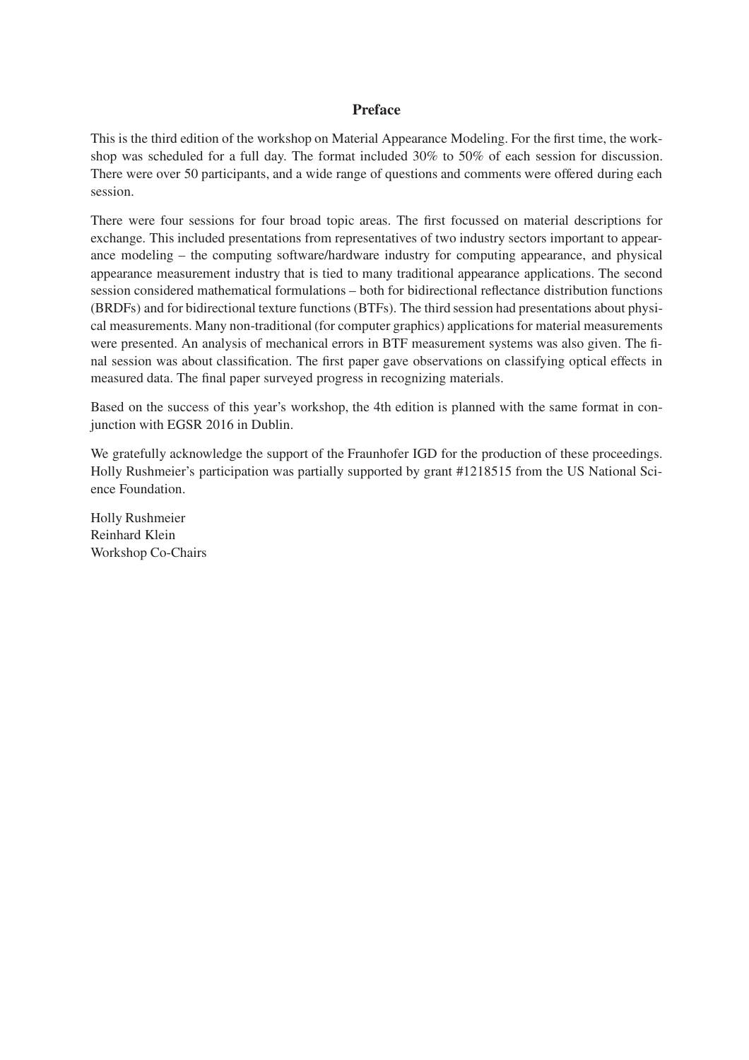# Preface

This is the third edition of the workshop on Material Appearance Modeling. For the first time, the workshop was scheduled for a full day. The format included 30% to 50% of each session for discussion. There were over 50 participants, and a wide range of questions and comments were offered during each session.

There were four sessions for four broad topic areas. The first focussed on material descriptions for exchange. This included presentations from representatives of two industry sectors important to appearance modeling – the computing software/hardware industry for computing appearance, and physical appearance measurement industry that is tied to many traditional appearance applications. The second session considered mathematical formulations – both for bidirectional reflectance distribution functions (BRDFs) and for bidirectional texture functions (BTFs). The third session had presentations about physical measurements. Many non-traditional (for computer graphics) applications for material measurements were presented. An analysis of mechanical errors in BTF measurement systems was also given. The final session was about classification. The first paper gave observations on classifying optical effects in measured data. The final paper surveyed progress in recognizing materials.

Based on the success of this year's workshop, the 4th edition is planned with the same format in conjunction with EGSR 2016 in Dublin.

We gratefully acknowledge the support of the Fraunhofer IGD for the production of these proceedings. Holly Rushmeier's participation was partially supported by grant #1218515 from the US National Science Foundation.

Holly Rushmeier
Reinhard Klein
Workshop Co-Chairs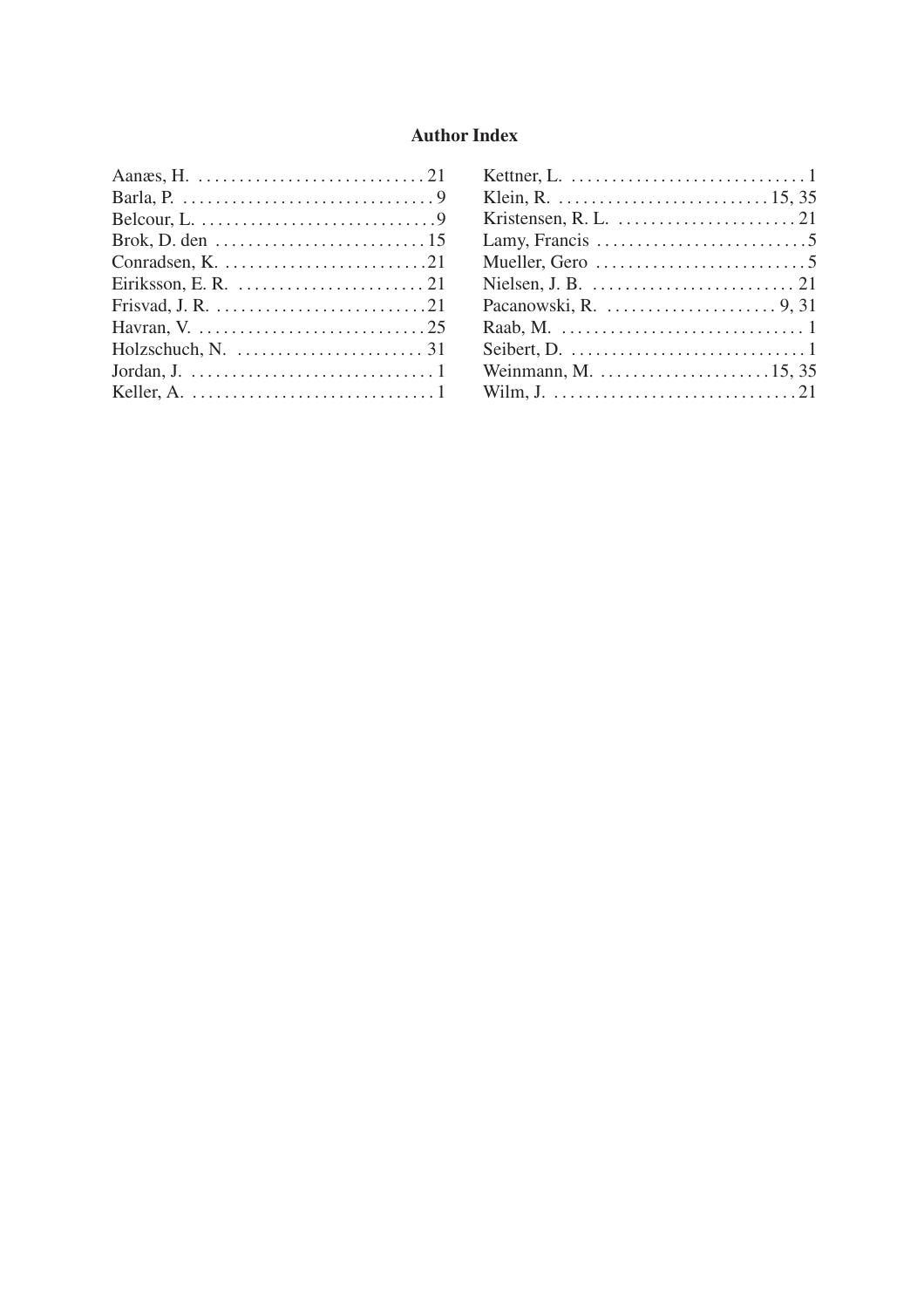## Author Index

Aanæs, H. . . . . . . . . . . . . . . . . . . . . . . . . . . . 21
Barla, P. . . . . . . . . . . . . . . . . . . . . . . . . . . . . . . 9
Belcour, L. . . . . . . . . . . . . . . . . . . . . . . . . . . . . 9
Brok, D. den . . . . . . . . . . . . . . . . . . . . . . . . . . 15
Conradsen, K. . . . . . . . . . . . . . . . . . . . . . . . . 21
Eiriksson, E. R. . . . . . . . . . . . . . . . . . . . . . . 21
Frisvad, J. R. . . . . . . . . . . . . . . . . . . . . . . . . . 21
Havran, V. . . . . . . . . . . . . . . . . . . . . . . . . . . . 25
Holzschuch, N. . . . . . . . . . . . . . . . . . . . . . . 31
Jordan, J. . . . . . . . . . . . . . . . . . . . . . . . . . . . . . 1
Keller, A. . . . . . . . . . . . . . . . . . . . . . . . . . . . . . 1
Kettner, L. . . . . . . . . . . . . . . . . . . . . . . . . . . . . 1
Klein, R. . . . . . . . . . . . . . . . . . . . . . . . . . 15, 35
Kristensen, R. L. . . . . . . . . . . . . . . . . . . . . . 21
Lamy, Francis . . . . . . . . . . . . . . . . . . . . . . . . . 5
Mueller, Gero . . . . . . . . . . . . . . . . . . . . . . . . . 5
Nielsen, J. B. . . . . . . . . . . . . . . . . . . . . . . . . 21
Pacanowski, R. . . . . . . . . . . . . . . . . . . . . 9, 31
Raab, M. . . . . . . . . . . . . . . . . . . . . . . . . . . . . . 1
Seibert, D. . . . . . . . . . . . . . . . . . . . . . . . . . . . . 1
Weinmann, M. . . . . . . . . . . . . . . . . . . . . 15, 35
Wilm, J. . . . . . . . . . . . . . . . . . . . . . . . . . . . . . 21